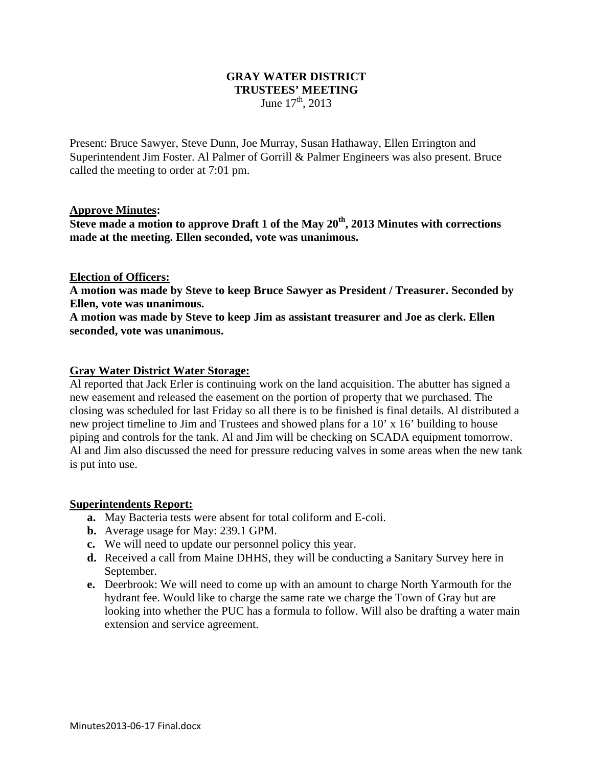**GRAY WATER DISTRICT**
**TRUSTEES' MEETING**
June 17th, 2013

Present: Bruce Sawyer, Steve Dunn, Joe Murray, Susan Hathaway, Ellen Errington and Superintendent Jim Foster. Al Palmer of Gorrill & Palmer Engineers was also present. Bruce called the meeting to order at 7:01 pm.

**Approve Minutes:**

**Steve made a motion to approve Draft 1 of the May 20th, 2013 Minutes with corrections made at the meeting. Ellen seconded, vote was unanimous.**

**Election of Officers:**

**A motion was made by Steve to keep Bruce Sawyer as President / Treasurer. Seconded by Ellen, vote was unanimous.**

**A motion was made by Steve to keep Jim as assistant treasurer and Joe as clerk. Ellen seconded, vote was unanimous.**

**Gray Water District Water Storage:**

Al reported that Jack Erler is continuing work on the land acquisition. The abutter has signed a new easement and released the easement on the portion of property that we purchased. The closing was scheduled for last Friday so all there is to be finished is final details. Al distributed a new project timeline to Jim and Trustees and showed plans for a 10' x 16' building to house piping and controls for the tank. Al and Jim will be checking on SCADA equipment tomorrow. Al and Jim also discussed the need for pressure reducing valves in some areas when the new tank is put into use.

**Superintendents Report:**

- **a.** May Bacteria tests were absent for total coliform and E-coli.
- **b.** Average usage for May: 239.1 GPM.
- **c.** We will need to update our personnel policy this year.
- **d.** Received a call from Maine DHHS, they will be conducting a Sanitary Survey here in September.
- **e.** Deerbrook: We will need to come up with an amount to charge North Yarmouth for the hydrant fee. Would like to charge the same rate we charge the Town of Gray but are looking into whether the PUC has a formula to follow. Will also be drafting a water main extension and service agreement.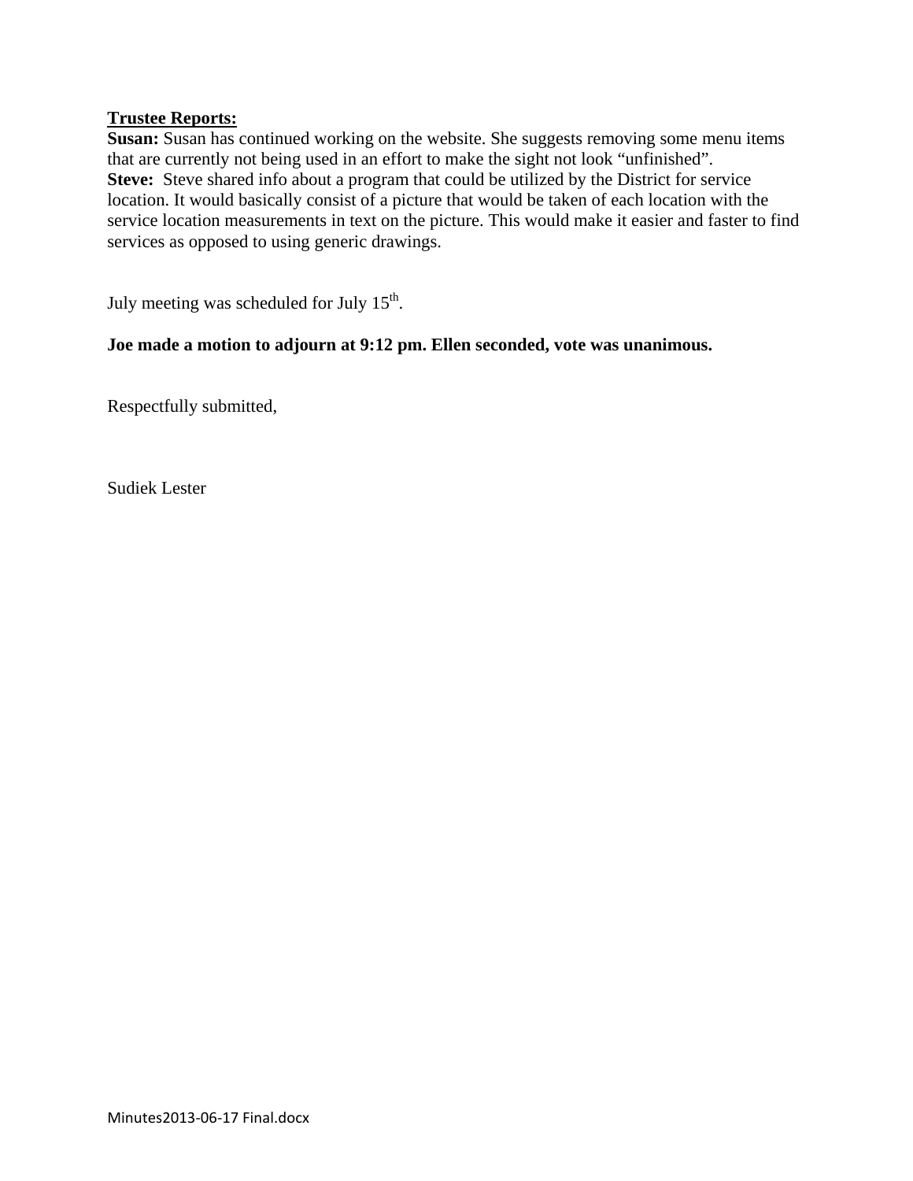**Trustee Reports:**

**Susan:** Susan has continued working on the website. She suggests removing some menu items that are currently not being used in an effort to make the sight not look "unfinished".

**Steve:** Steve shared info about a program that could be utilized by the District for service location. It would basically consist of a picture that would be taken of each location with the service location measurements in text on the picture. This would make it easier and faster to find services as opposed to using generic drawings.

July meeting was scheduled for July 15th.

**Joe made a motion to adjourn at 9:12 pm. Ellen seconded, vote was unanimous.**

Respectfully submitted,

Sudiek Lester